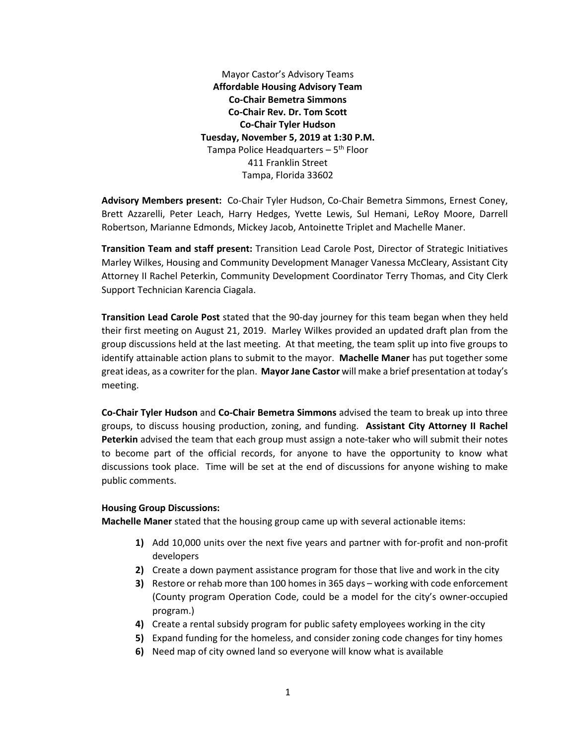Mayor Castor's Advisory Teams

**Affordable Housing Advisory Team**

**Co-Chair Bemetra Simmons**

**Co-Chair Rev. Dr. Tom Scott**

**Co-Chair Tyler Hudson**

**Tuesday, November 5, 2019 at 1:30 P.M.**

Tampa Police Headquarters – 5th Floor

411 Franklin Street

Tampa, Florida 33602

**Advisory Members present:** Co-Chair Tyler Hudson, Co-Chair Bemetra Simmons, Ernest Coney, Brett Azzarelli, Peter Leach, Harry Hedges, Yvette Lewis, Sul Hemani, LeRoy Moore, Darrell Robertson, Marianne Edmonds, Mickey Jacob, Antoinette Triplet and Machelle Maner.

**Transition Team and staff present:** Transition Lead Carole Post, Director of Strategic Initiatives Marley Wilkes, Housing and Community Development Manager Vanessa McCleary, Assistant City Attorney II Rachel Peterkin, Community Development Coordinator Terry Thomas, and City Clerk Support Technician Karencia Ciagala.

**Transition Lead Carole Post** stated that the 90-day journey for this team began when they held their first meeting on August 21, 2019. Marley Wilkes provided an updated draft plan from the group discussions held at the last meeting. At that meeting, the team split up into five groups to identify attainable action plans to submit to the mayor. **Machelle Maner** has put together some great ideas, as a cowriter for the plan. **Mayor Jane Castor** will make a brief presentation at today's meeting.

**Co-Chair Tyler Hudson** and **Co-Chair Bemetra Simmons** advised the team to break up into three groups, to discuss housing production, zoning, and funding. **Assistant City Attorney II Rachel Peterkin** advised the team that each group must assign a note-taker who will submit their notes to become part of the official records, for anyone to have the opportunity to know what discussions took place. Time will be set at the end of discussions for anyone wishing to make public comments.

**Housing Group Discussions:**

**Machelle Maner** stated that the housing group came up with several actionable items:

1) Add 10,000 units over the next five years and partner with for-profit and non-profit developers
2) Create a down payment assistance program for those that live and work in the city
3) Restore or rehab more than 100 homes in 365 days – working with code enforcement (County program Operation Code, could be a model for the city's owner-occupied program.)
4) Create a rental subsidy program for public safety employees working in the city
5) Expand funding for the homeless, and consider zoning code changes for tiny homes
6) Need map of city owned land so everyone will know what is available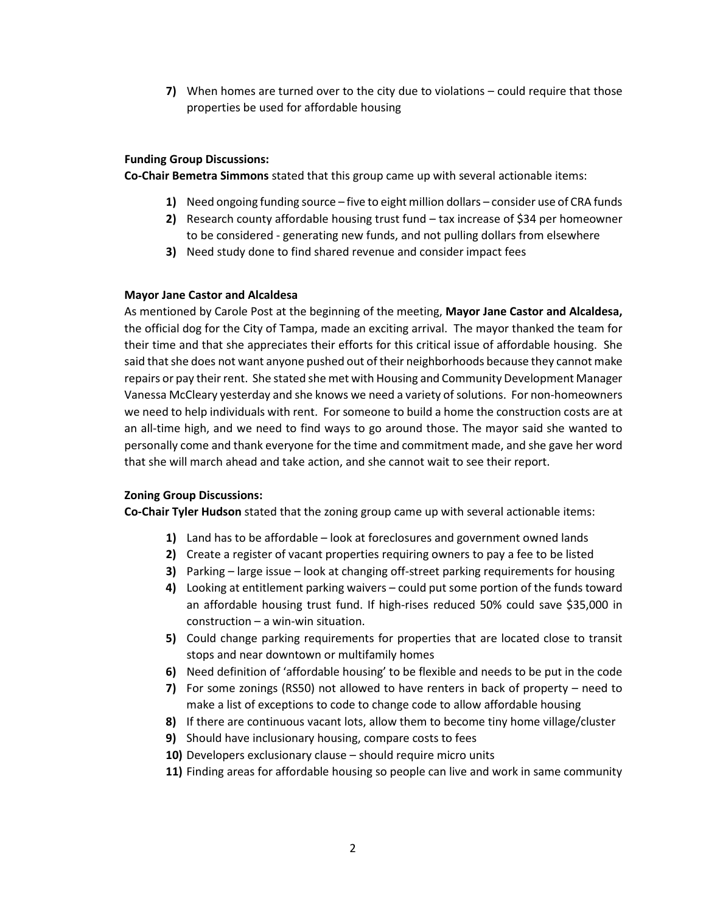7) When homes are turned over to the city due to violations – could require that those properties be used for affordable housing

**Funding Group Discussions:**
**Co-Chair Bemetra Simmons** stated that this group came up with several actionable items:

1) Need ongoing funding source – five to eight million dollars – consider use of CRA funds
2) Research county affordable housing trust fund – tax increase of $34 per homeowner to be considered - generating new funds, and not pulling dollars from elsewhere
3) Need study done to find shared revenue and consider impact fees

**Mayor Jane Castor and Alcaldesa**
As mentioned by Carole Post at the beginning of the meeting, **Mayor Jane Castor and Alcaldesa,** the official dog for the City of Tampa, made an exciting arrival. The mayor thanked the team for their time and that she appreciates their efforts for this critical issue of affordable housing. She said that she does not want anyone pushed out of their neighborhoods because they cannot make repairs or pay their rent. She stated she met with Housing and Community Development Manager Vanessa McCleary yesterday and she knows we need a variety of solutions. For non-homeowners we need to help individuals with rent. For someone to build a home the construction costs are at an all-time high, and we need to find ways to go around those. The mayor said she wanted to personally come and thank everyone for the time and commitment made, and she gave her word that she will march ahead and take action, and she cannot wait to see their report.

**Zoning Group Discussions:**
**Co-Chair Tyler Hudson** stated that the zoning group came up with several actionable items:

1) Land has to be affordable – look at foreclosures and government owned lands
2) Create a register of vacant properties requiring owners to pay a fee to be listed
3) Parking – large issue – look at changing off-street parking requirements for housing
4) Looking at entitlement parking waivers – could put some portion of the funds toward an affordable housing trust fund. If high-rises reduced 50% could save $35,000 in construction – a win-win situation.
5) Could change parking requirements for properties that are located close to transit stops and near downtown or multifamily homes
6) Need definition of 'affordable housing' to be flexible and needs to be put in the code
7) For some zonings (RS50) not allowed to have renters in back of property – need to make a list of exceptions to code to change code to allow affordable housing
8) If there are continuous vacant lots, allow them to become tiny home village/cluster
9) Should have inclusionary housing, compare costs to fees
10) Developers exclusionary clause – should require micro units
11) Finding areas for affordable housing so people can live and work in same community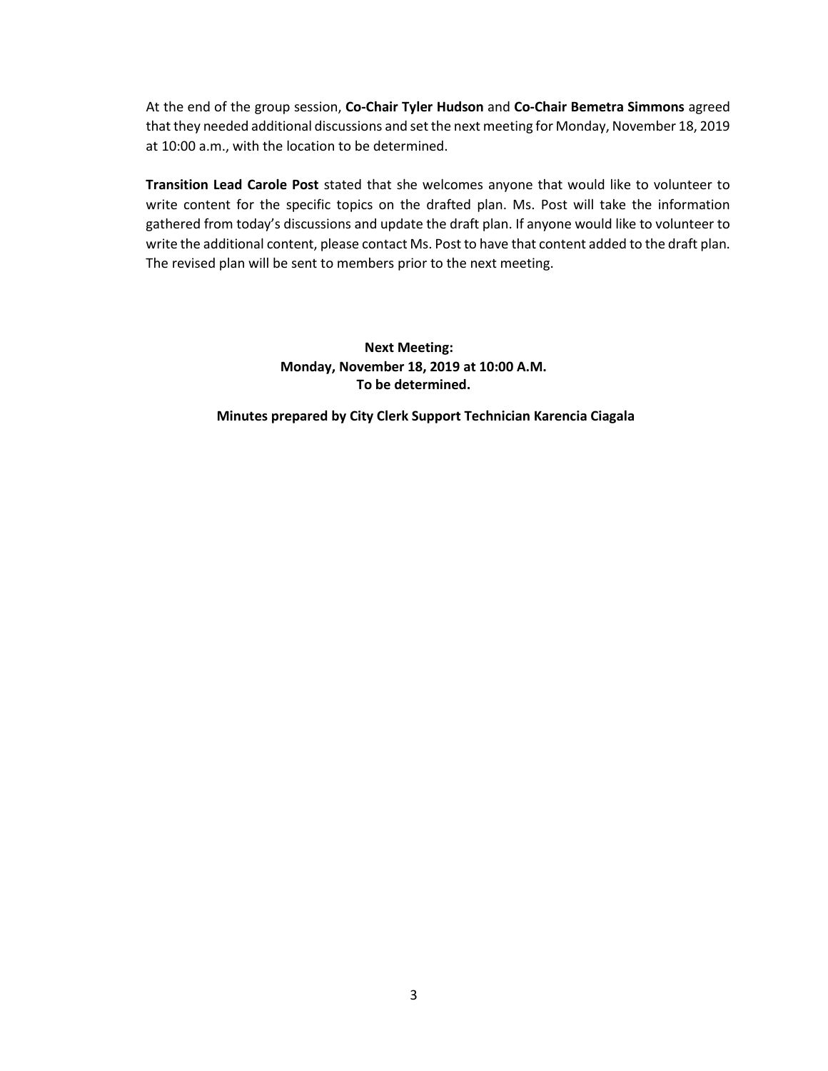At the end of the group session, **Co-Chair Tyler Hudson** and **Co-Chair Bemetra Simmons** agreed that they needed additional discussions and set the next meeting for Monday, November 18, 2019 at 10:00 a.m., with the location to be determined.

**Transition Lead Carole Post** stated that she welcomes anyone that would like to volunteer to write content for the specific topics on the drafted plan. Ms. Post will take the information gathered from today's discussions and update the draft plan. If anyone would like to volunteer to write the additional content, please contact Ms. Post to have that content added to the draft plan. The revised plan will be sent to members prior to the next meeting.

**Next Meeting:**
**Monday, November 18, 2019 at 10:00 A.M.**
**To be determined.**

**Minutes prepared by City Clerk Support Technician Karencia Ciagala**